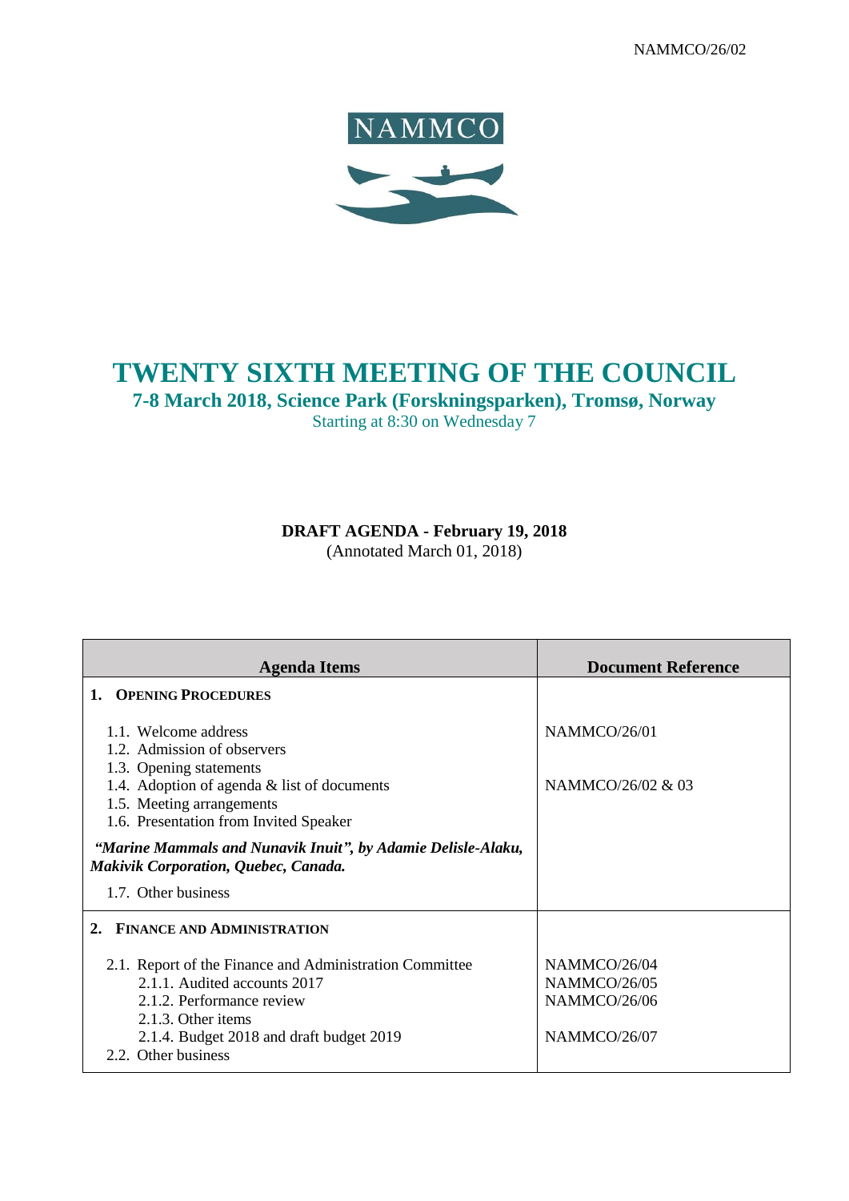NAMMCO/26/02

NAMMCO

# TWENTY SIXTH MEETING OF THE COUNCIL

## 7-8 March 2018, Science Park (Forskningsparken), Tromsø, Norway

Starting at 8:30 on Wednesday 7

**DRAFT AGENDA - February 19, 2018**
(Annotated March 01, 2018)

| Agenda Items | Document Reference |
|---|---|
| **1. OPENING PROCEDURES** | |
| 1.1. Welcome address | NAMMCO/26/01 |
| 1.2. Admission of observers | |
| 1.3. Opening statements | |
| 1.4. Adoption of agenda & list of documents | NAMMCO/26/02 & 03 |
| 1.5. Meeting arrangements | |
| 1.6. Presentation from Invited Speaker | |
| ***"Marine Mammals and Nunavik Inuit", by Adamie Delisle-Alaku, Makivik Corporation, Quebec, Canada.*** | |
| 1.7. Other business | |
| **2. FINANCE AND ADMINISTRATION** | |
| 2.1. Report of the Finance and Administration Committee | NAMMCO/26/04 |
| 2.1.1. Audited accounts 2017 | NAMMCO/26/05 |
| 2.1.2. Performance review | NAMMCO/26/06 |
| 2.1.3. Other items | |
| 2.1.4. Budget 2018 and draft budget 2019 | NAMMCO/26/07 |
| 2.2. Other business | |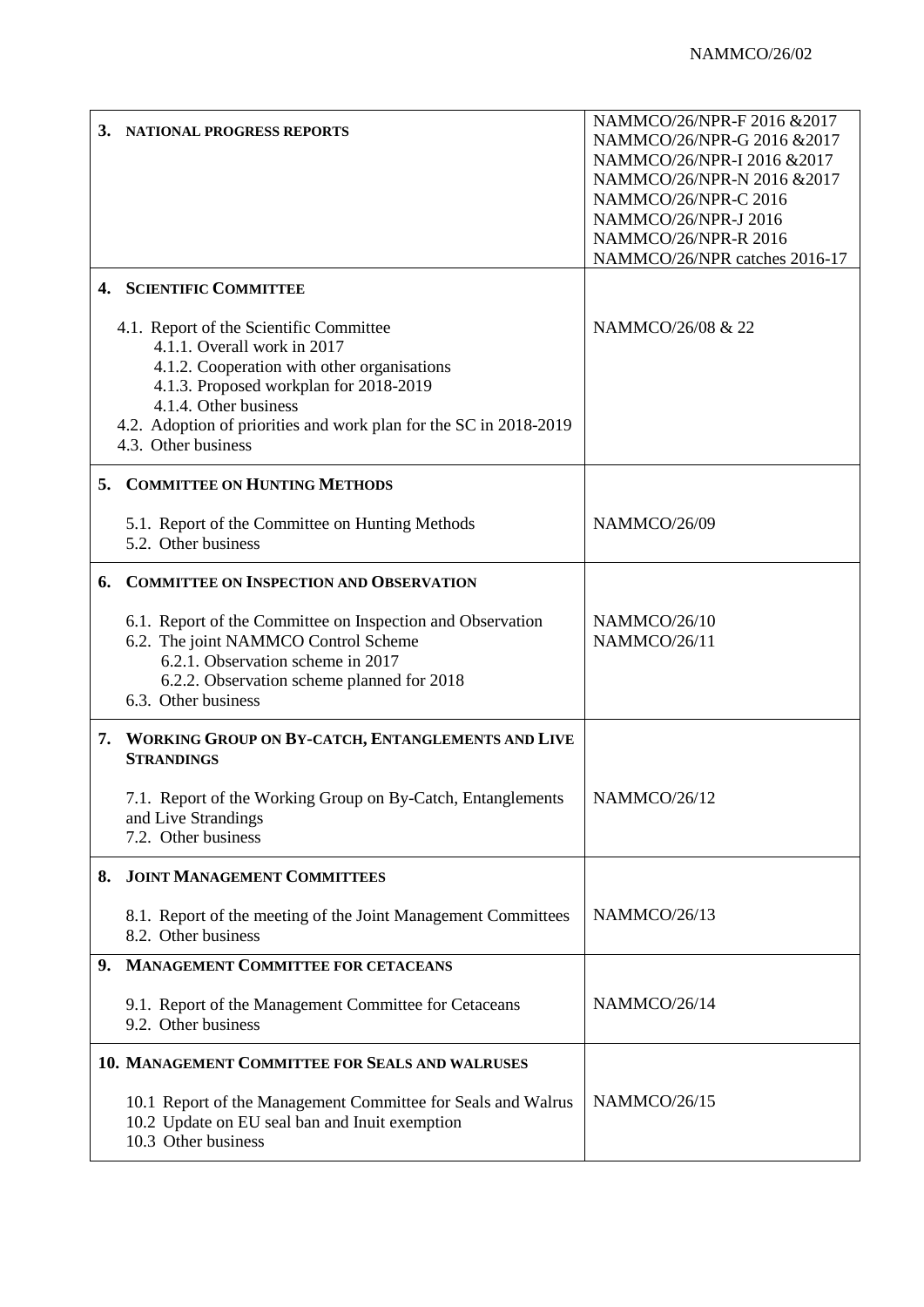| | |
|---|---|
| **3. NATIONAL PROGRESS REPORTS** | NAMMCO/26/NPR-F 2016 &2017<br>NAMMCO/26/NPR-G 2016 &2017<br>NAMMCO/26/NPR-I 2016 &2017<br>NAMMCO/26/NPR-N 2016 &2017<br>NAMMCO/26/NPR-C 2016<br>NAMMCO/26/NPR-J 2016<br>NAMMCO/26/NPR-R 2016<br>NAMMCO/26/NPR catches 2016-17 |
| **4. SCIENTIFIC COMMITTEE** | |
| 4.1. Report of the Scientific Committee<br>4.1.1. Overall work in 2017<br>4.1.2. Cooperation with other organisations<br>4.1.3. Proposed workplan for 2018-2019<br>4.1.4. Other business<br>4.2. Adoption of priorities and work plan for the SC in 2018-2019<br>4.3. Other business | NAMMCO/26/08 & 22 |
| **5. COMMITTEE ON HUNTING METHODS** | |
| 5.1. Report of the Committee on Hunting Methods<br>5.2. Other business | NAMMCO/26/09 |
| **6. COMMITTEE ON INSPECTION AND OBSERVATION** | |
| 6.1. Report of the Committee on Inspection and Observation<br>6.2. The joint NAMMCO Control Scheme<br>6.2.1. Observation scheme in 2017<br>6.2.2. Observation scheme planned for 2018<br>6.3. Other business | NAMMCO/26/10<br>NAMMCO/26/11 |
| **7. WORKING GROUP ON BY-CATCH, ENTANGLEMENTS AND LIVE STRANDINGS** | |
| 7.1. Report of the Working Group on By-Catch, Entanglements and Live Strandings<br>7.2. Other business | NAMMCO/26/12 |
| **8. JOINT MANAGEMENT COMMITTEES** | |
| 8.1. Report of the meeting of the Joint Management Committees<br>8.2. Other business | NAMMCO/26/13 |
| **9. MANAGEMENT COMMITTEE FOR CETACEANS** | |
| 9.1. Report of the Management Committee for Cetaceans<br>9.2. Other business | NAMMCO/26/14 |
| **10. MANAGEMENT COMMITTEE FOR SEALS AND WALRUSES** | |
| 10.1 Report of the Management Committee for Seals and Walrus<br>10.2 Update on EU seal ban and Inuit exemption<br>10.3 Other business | NAMMCO/26/15 |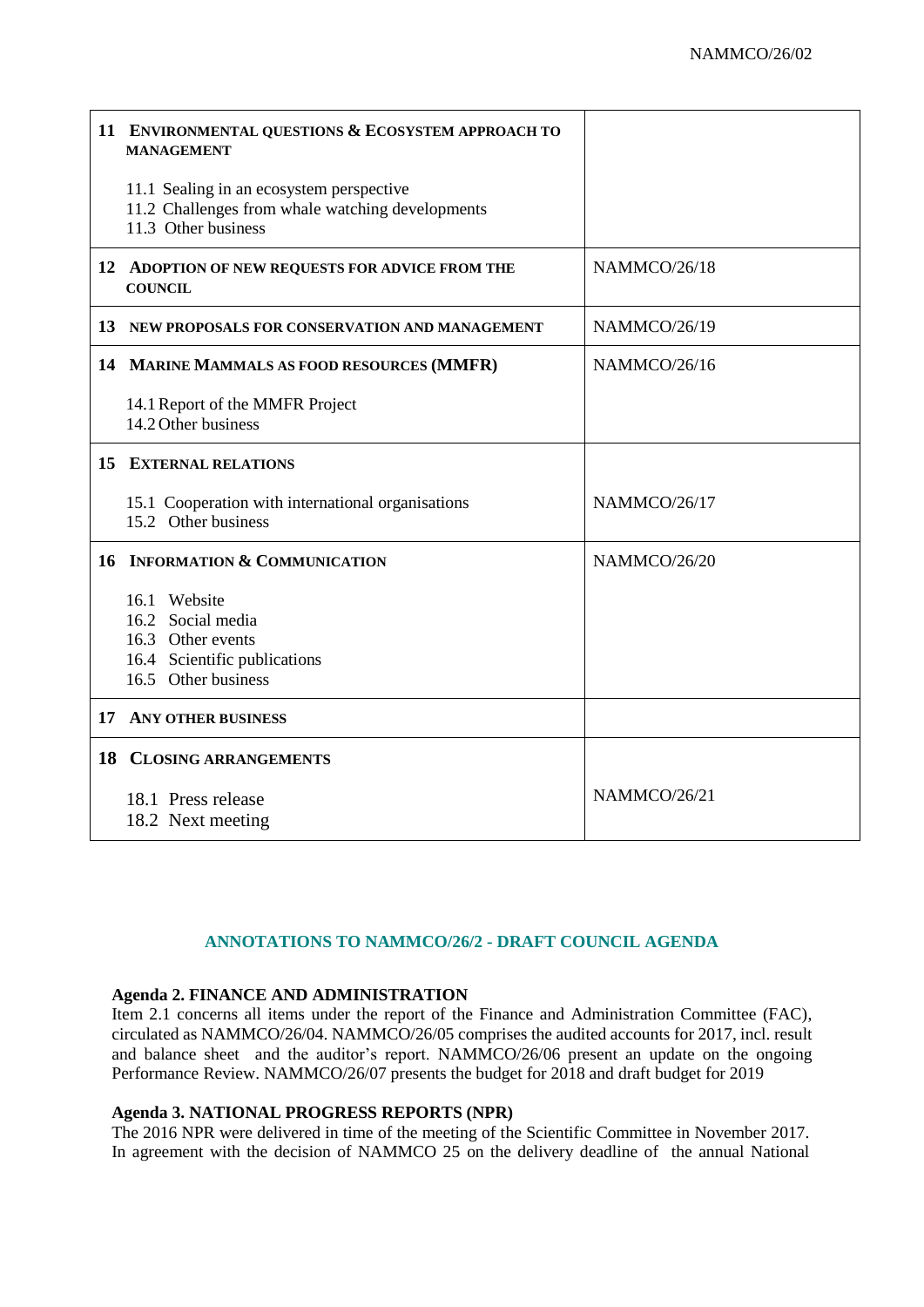| | |
|---|---|
| **11 ENVIRONMENTAL QUESTIONS & ECOSYSTEM APPROACH TO MANAGEMENT**<br><br>11.1 Sealing in an ecosystem perspective<br>11.2 Challenges from whale watching developments<br>11.3 Other business | |
| **12 ADOPTION OF NEW REQUESTS FOR ADVICE FROM THE COUNCIL** | NAMMCO/26/18 |
| **13 NEW PROPOSALS FOR CONSERVATION AND MANAGEMENT** | NAMMCO/26/19 |
| **14 MARINE MAMMALS AS FOOD RESOURCES (MMFR)**<br><br>14.1 Report of the MMFR Project<br>14.2 Other business | NAMMCO/26/16 |
| **15 EXTERNAL RELATIONS**<br><br>15.1 Cooperation with international organisations<br>15.2 Other business | NAMMCO/26/17 |
| **16 INFORMATION & COMMUNICATION**<br><br>16.1 Website<br>16.2 Social media<br>16.3 Other events<br>16.4 Scientific publications<br>16.5 Other business | NAMMCO/26/20 |
| **17 ANY OTHER BUSINESS** | |
| **18 CLOSING ARRANGEMENTS**<br><br>18.1 Press release<br>18.2 Next meeting | NAMMCO/26/21 |

## ANNOTATIONS TO NAMMCO/26/2 - DRAFT COUNCIL AGENDA

**Agenda 2. FINANCE AND ADMINISTRATION**

Item 2.1 concerns all items under the report of the Finance and Administration Committee (FAC), circulated as NAMMCO/26/04. NAMMCO/26/05 comprises the audited accounts for 2017, incl. result and balance sheet and the auditor's report. NAMMCO/26/06 present an update on the ongoing Performance Review. NAMMCO/26/07 presents the budget for 2018 and draft budget for 2019

**Agenda 3. NATIONAL PROGRESS REPORTS (NPR)**

The 2016 NPR were delivered in time of the meeting of the Scientific Committee in November 2017. In agreement with the decision of NAMMCO 25 on the delivery deadline of the annual National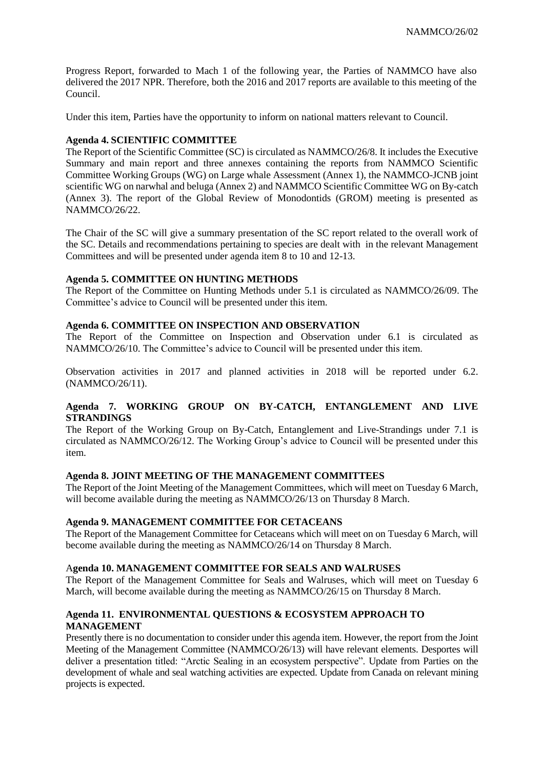Progress Report, forwarded to Mach 1 of the following year, the Parties of NAMMCO have also delivered the 2017 NPR. Therefore, both the 2016 and 2017 reports are available to this meeting of the Council.

Under this item, Parties have the opportunity to inform on national matters relevant to Council.

**Agenda 4. SCIENTIFIC COMMITTEE**

The Report of the Scientific Committee (SC) is circulated as NAMMCO/26/8. It includes the Executive Summary and main report and three annexes containing the reports from NAMMCO Scientific Committee Working Groups (WG) on Large whale Assessment (Annex 1), the NAMMCO-JCNB joint scientific WG on narwhal and beluga (Annex 2) and NAMMCO Scientific Committee WG on By-catch (Annex 3). The report of the Global Review of Monodontids (GROM) meeting is presented as NAMMCO/26/22.

The Chair of the SC will give a summary presentation of the SC report related to the overall work of the SC. Details and recommendations pertaining to species are dealt with in the relevant Management Committees and will be presented under agenda item 8 to 10 and 12-13.

**Agenda 5. COMMITTEE ON HUNTING METHODS**

The Report of the Committee on Hunting Methods under 5.1 is circulated as NAMMCO/26/09. The Committee's advice to Council will be presented under this item.

**Agenda 6. COMMITTEE ON INSPECTION AND OBSERVATION**

The Report of the Committee on Inspection and Observation under 6.1 is circulated as NAMMCO/26/10. The Committee's advice to Council will be presented under this item.

Observation activities in 2017 and planned activities in 2018 will be reported under 6.2. (NAMMCO/26/11).

**Agenda 7. WORKING GROUP ON BY-CATCH, ENTANGLEMENT AND LIVE STRANDINGS**

The Report of the Working Group on By-Catch, Entanglement and Live-Strandings under 7.1 is circulated as NAMMCO/26/12. The Working Group's advice to Council will be presented under this item.

**Agenda 8. JOINT MEETING OF THE MANAGEMENT COMMITTEES**

The Report of the Joint Meeting of the Management Committees, which will meet on Tuesday 6 March, will become available during the meeting as NAMMCO/26/13 on Thursday 8 March.

**Agenda 9. MANAGEMENT COMMITTEE FOR CETACEANS**

The Report of the Management Committee for Cetaceans which will meet on on Tuesday 6 March, will become available during the meeting as NAMMCO/26/14 on Thursday 8 March.

A**genda 10. MANAGEMENT COMMITTEE FOR SEALS AND WALRUSES**

The Report of the Management Committee for Seals and Walruses, which will meet on Tuesday 6 March, will become available during the meeting as NAMMCO/26/15 on Thursday 8 March.

**Agenda 11. ENVIRONMENTAL QUESTIONS & ECOSYSTEM APPROACH TO MANAGEMENT**

Presently there is no documentation to consider under this agenda item. However, the report from the Joint Meeting of the Management Committee (NAMMCO/26/13) will have relevant elements. Desportes will deliver a presentation titled: "Arctic Sealing in an ecosystem perspective". Update from Parties on the development of whale and seal watching activities are expected. Update from Canada on relevant mining projects is expected.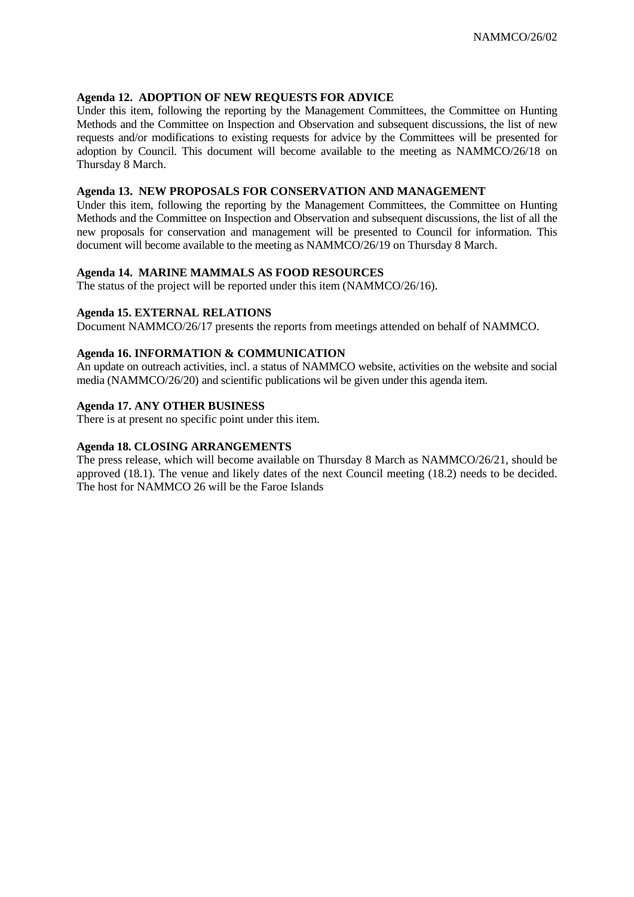**Agenda 12. ADOPTION OF NEW REQUESTS FOR ADVICE**

Under this item, following the reporting by the Management Committees, the Committee on Hunting Methods and the Committee on Inspection and Observation and subsequent discussions, the list of new requests and/or modifications to existing requests for advice by the Committees will be presented for adoption by Council. This document will become available to the meeting as NAMMCO/26/18 on Thursday 8 March.

**Agenda 13. NEW PROPOSALS FOR CONSERVATION AND MANAGEMENT**

Under this item, following the reporting by the Management Committees, the Committee on Hunting Methods and the Committee on Inspection and Observation and subsequent discussions, the list of all the new proposals for conservation and management will be presented to Council for information. This document will become available to the meeting as NAMMCO/26/19 on Thursday 8 March.

**Agenda 14. MARINE MAMMALS AS FOOD RESOURCES**

The status of the project will be reported under this item (NAMMCO/26/16).

**Agenda 15. EXTERNAL RELATIONS**

Document NAMMCO/26/17 presents the reports from meetings attended on behalf of NAMMCO.

**Agenda 16. INFORMATION & COMMUNICATION**

An update on outreach activities, incl. a status of NAMMCO website, activities on the website and social media (NAMMCO/26/20) and scientific publications wil be given under this agenda item.

**Agenda 17. ANY OTHER BUSINESS**

There is at present no specific point under this item.

**Agenda 18. CLOSING ARRANGEMENTS**

The press release, which will become available on Thursday 8 March as NAMMCO/26/21, should be approved (18.1). The venue and likely dates of the next Council meeting (18.2) needs to be decided. The host for NAMMCO 26 will be the Faroe Islands